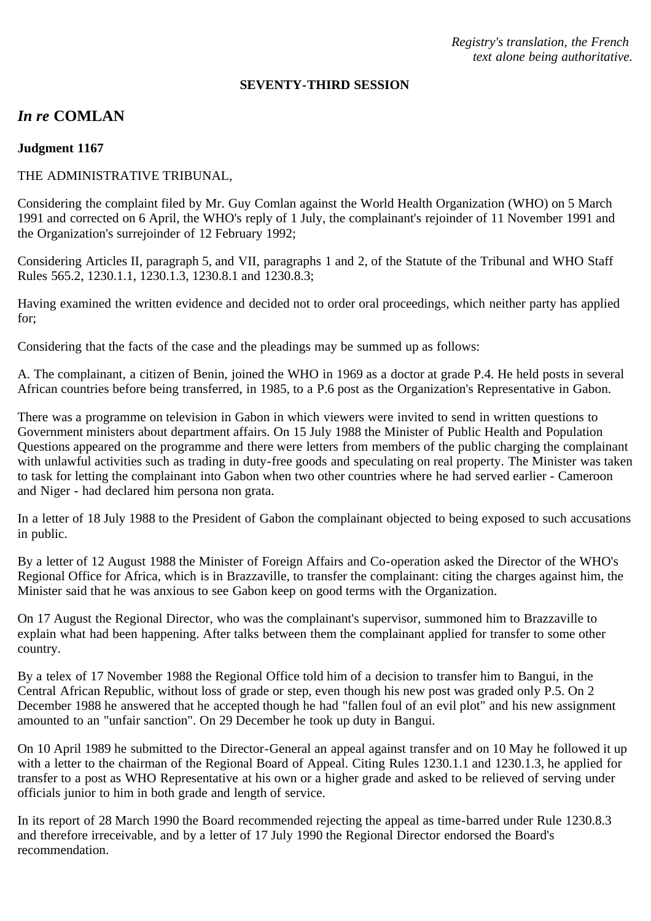*Registry's translation, the French text alone being authoritative.*

**SEVENTY-THIRD SESSION**

## *In re* COMLAN

**Judgment 1167**

THE ADMINISTRATIVE TRIBUNAL,

Considering the complaint filed by Mr. Guy Comlan against the World Health Organization (WHO) on 5 March 1991 and corrected on 6 April, the WHO's reply of 1 July, the complainant's rejoinder of 11 November 1991 and the Organization's surrejoinder of 12 February 1992;

Considering Articles II, paragraph 5, and VII, paragraphs 1 and 2, of the Statute of the Tribunal and WHO Staff Rules 565.2, 1230.1.1, 1230.1.3, 1230.8.1 and 1230.8.3;

Having examined the written evidence and decided not to order oral proceedings, which neither party has applied for;

Considering that the facts of the case and the pleadings may be summed up as follows:

A. The complainant, a citizen of Benin, joined the WHO in 1969 as a doctor at grade P.4. He held posts in several African countries before being transferred, in 1985, to a P.6 post as the Organization's Representative in Gabon.

There was a programme on television in Gabon in which viewers were invited to send in written questions to Government ministers about department affairs. On 15 July 1988 the Minister of Public Health and Population Questions appeared on the programme and there were letters from members of the public charging the complainant with unlawful activities such as trading in duty-free goods and speculating on real property. The Minister was taken to task for letting the complainant into Gabon when two other countries where he had served earlier - Cameroon and Niger - had declared him persona non grata.

In a letter of 18 July 1988 to the President of Gabon the complainant objected to being exposed to such accusations in public.

By a letter of 12 August 1988 the Minister of Foreign Affairs and Co-operation asked the Director of the WHO's Regional Office for Africa, which is in Brazzaville, to transfer the complainant: citing the charges against him, the Minister said that he was anxious to see Gabon keep on good terms with the Organization.

On 17 August the Regional Director, who was the complainant's supervisor, summoned him to Brazzaville to explain what had been happening. After talks between them the complainant applied for transfer to some other country.

By a telex of 17 November 1988 the Regional Office told him of a decision to transfer him to Bangui, in the Central African Republic, without loss of grade or step, even though his new post was graded only P.5. On 2 December 1988 he answered that he accepted though he had "fallen foul of an evil plot" and his new assignment amounted to an "unfair sanction". On 29 December he took up duty in Bangui.

On 10 April 1989 he submitted to the Director-General an appeal against transfer and on 10 May he followed it up with a letter to the chairman of the Regional Board of Appeal. Citing Rules 1230.1.1 and 1230.1.3, he applied for transfer to a post as WHO Representative at his own or a higher grade and asked to be relieved of serving under officials junior to him in both grade and length of service.

In its report of 28 March 1990 the Board recommended rejecting the appeal as time-barred under Rule 1230.8.3 and therefore irreceivable, and by a letter of 17 July 1990 the Regional Director endorsed the Board's recommendation.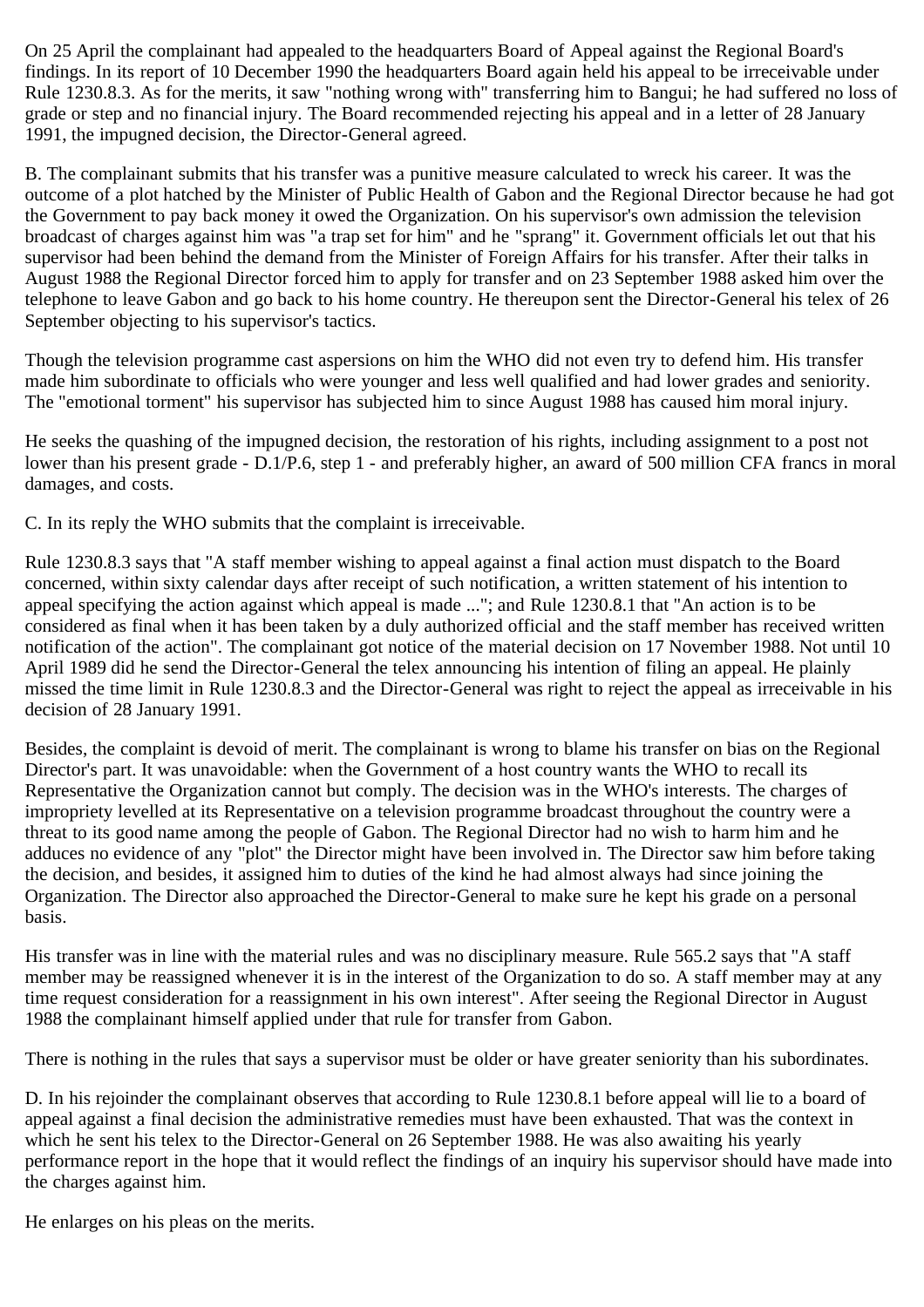On 25 April the complainant had appealed to the headquarters Board of Appeal against the Regional Board's findings. In its report of 10 December 1990 the headquarters Board again held his appeal to be irreceivable under Rule 1230.8.3. As for the merits, it saw "nothing wrong with" transferring him to Bangui; he had suffered no loss of grade or step and no financial injury. The Board recommended rejecting his appeal and in a letter of 28 January 1991, the impugned decision, the Director-General agreed.

B. The complainant submits that his transfer was a punitive measure calculated to wreck his career. It was the outcome of a plot hatched by the Minister of Public Health of Gabon and the Regional Director because he had got the Government to pay back money it owed the Organization. On his supervisor's own admission the television broadcast of charges against him was "a trap set for him" and he "sprang" it. Government officials let out that his supervisor had been behind the demand from the Minister of Foreign Affairs for his transfer. After their talks in August 1988 the Regional Director forced him to apply for transfer and on 23 September 1988 asked him over the telephone to leave Gabon and go back to his home country. He thereupon sent the Director-General his telex of 26 September objecting to his supervisor's tactics.

Though the television programme cast aspersions on him the WHO did not even try to defend him. His transfer made him subordinate to officials who were younger and less well qualified and had lower grades and seniority. The "emotional torment" his supervisor has subjected him to since August 1988 has caused him moral injury.

He seeks the quashing of the impugned decision, the restoration of his rights, including assignment to a post not lower than his present grade - D.1/P.6, step 1 - and preferably higher, an award of 500 million CFA francs in moral damages, and costs.

C. In its reply the WHO submits that the complaint is irreceivable.

Rule 1230.8.3 says that "A staff member wishing to appeal against a final action must dispatch to the Board concerned, within sixty calendar days after receipt of such notification, a written statement of his intention to appeal specifying the action against which appeal is made ..."; and Rule 1230.8.1 that "An action is to be considered as final when it has been taken by a duly authorized official and the staff member has received written notification of the action". The complainant got notice of the material decision on 17 November 1988. Not until 10 April 1989 did he send the Director-General the telex announcing his intention of filing an appeal. He plainly missed the time limit in Rule 1230.8.3 and the Director-General was right to reject the appeal as irreceivable in his decision of 28 January 1991.

Besides, the complaint is devoid of merit. The complainant is wrong to blame his transfer on bias on the Regional Director's part. It was unavoidable: when the Government of a host country wants the WHO to recall its Representative the Organization cannot but comply. The decision was in the WHO's interests. The charges of impropriety levelled at its Representative on a television programme broadcast throughout the country were a threat to its good name among the people of Gabon. The Regional Director had no wish to harm him and he adduces no evidence of any "plot" the Director might have been involved in. The Director saw him before taking the decision, and besides, it assigned him to duties of the kind he had almost always had since joining the Organization. The Director also approached the Director-General to make sure he kept his grade on a personal basis.

His transfer was in line with the material rules and was no disciplinary measure. Rule 565.2 says that "A staff member may be reassigned whenever it is in the interest of the Organization to do so. A staff member may at any time request consideration for a reassignment in his own interest". After seeing the Regional Director in August 1988 the complainant himself applied under that rule for transfer from Gabon.

There is nothing in the rules that says a supervisor must be older or have greater seniority than his subordinates.

D. In his rejoinder the complainant observes that according to Rule 1230.8.1 before appeal will lie to a board of appeal against a final decision the administrative remedies must have been exhausted. That was the context in which he sent his telex to the Director-General on 26 September 1988. He was also awaiting his yearly performance report in the hope that it would reflect the findings of an inquiry his supervisor should have made into the charges against him.

He enlarges on his pleas on the merits.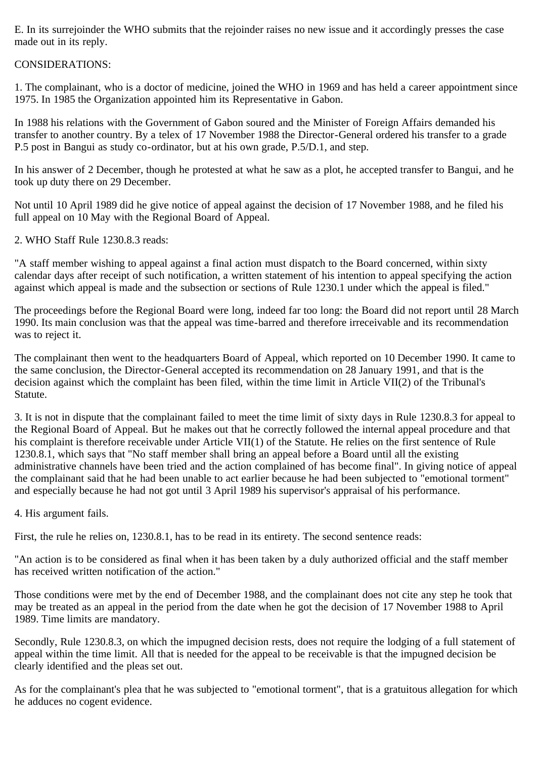E. In its surrejoinder the WHO submits that the rejoinder raises no new issue and it accordingly presses the case made out in its reply.

CONSIDERATIONS:

1. The complainant, who is a doctor of medicine, joined the WHO in 1969 and has held a career appointment since 1975. In 1985 the Organization appointed him its Representative in Gabon.

In 1988 his relations with the Government of Gabon soured and the Minister of Foreign Affairs demanded his transfer to another country. By a telex of 17 November 1988 the Director-General ordered his transfer to a grade P.5 post in Bangui as study co-ordinator, but at his own grade, P.5/D.1, and step.

In his answer of 2 December, though he protested at what he saw as a plot, he accepted transfer to Bangui, and he took up duty there on 29 December.

Not until 10 April 1989 did he give notice of appeal against the decision of 17 November 1988, and he filed his full appeal on 10 May with the Regional Board of Appeal.

2. WHO Staff Rule 1230.8.3 reads:

"A staff member wishing to appeal against a final action must dispatch to the Board concerned, within sixty calendar days after receipt of such notification, a written statement of his intention to appeal specifying the action against which appeal is made and the subsection or sections of Rule 1230.1 under which the appeal is filed."

The proceedings before the Regional Board were long, indeed far too long: the Board did not report until 28 March 1990. Its main conclusion was that the appeal was time-barred and therefore irreceivable and its recommendation was to reject it.

The complainant then went to the headquarters Board of Appeal, which reported on 10 December 1990. It came to the same conclusion, the Director-General accepted its recommendation on 28 January 1991, and that is the decision against which the complaint has been filed, within the time limit in Article VII(2) of the Tribunal's Statute.

3. It is not in dispute that the complainant failed to meet the time limit of sixty days in Rule 1230.8.3 for appeal to the Regional Board of Appeal. But he makes out that he correctly followed the internal appeal procedure and that his complaint is therefore receivable under Article VII(1) of the Statute. He relies on the first sentence of Rule 1230.8.1, which says that "No staff member shall bring an appeal before a Board until all the existing administrative channels have been tried and the action complained of has become final". In giving notice of appeal the complainant said that he had been unable to act earlier because he had been subjected to "emotional torment" and especially because he had not got until 3 April 1989 his supervisor's appraisal of his performance.

4. His argument fails.

First, the rule he relies on, 1230.8.1, has to be read in its entirety. The second sentence reads:

"An action is to be considered as final when it has been taken by a duly authorized official and the staff member has received written notification of the action."

Those conditions were met by the end of December 1988, and the complainant does not cite any step he took that may be treated as an appeal in the period from the date when he got the decision of 17 November 1988 to April 1989. Time limits are mandatory.

Secondly, Rule 1230.8.3, on which the impugned decision rests, does not require the lodging of a full statement of appeal within the time limit. All that is needed for the appeal to be receivable is that the impugned decision be clearly identified and the pleas set out.

As for the complainant's plea that he was subjected to "emotional torment", that is a gratuitous allegation for which he adduces no cogent evidence.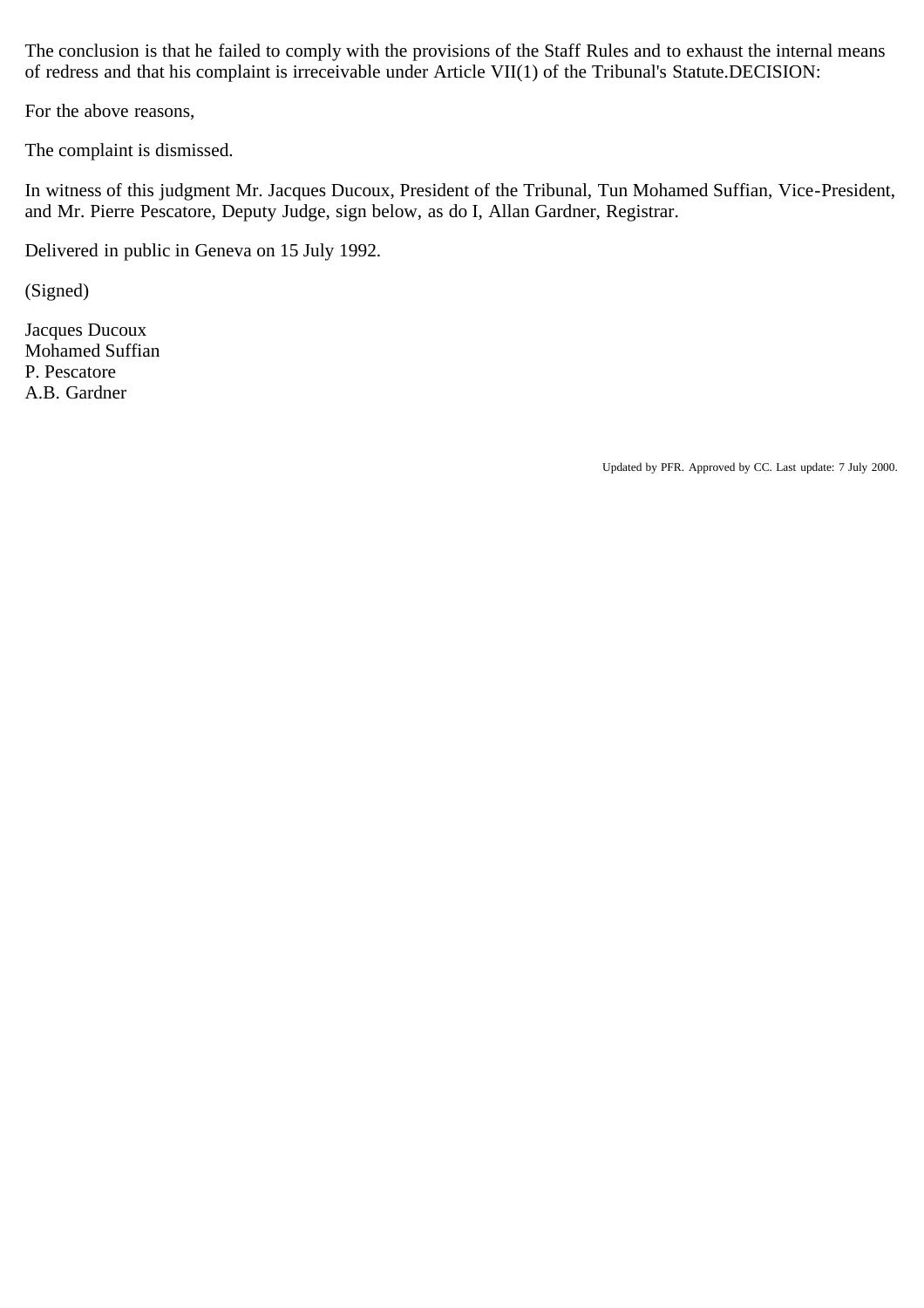The conclusion is that he failed to comply with the provisions of the Staff Rules and to exhaust the internal means of redress and that his complaint is irreceivable under Article VII(1) of the Tribunal's Statute.DECISION:

For the above reasons,

The complaint is dismissed.

In witness of this judgment Mr. Jacques Ducoux, President of the Tribunal, Tun Mohamed Suffian, Vice-President, and Mr. Pierre Pescatore, Deputy Judge, sign below, as do I, Allan Gardner, Registrar.

Delivered in public in Geneva on 15 July 1992.

(Signed)

Jacques Ducoux
Mohamed Suffian
P. Pescatore
A.B. Gardner

Updated by PFR. Approved by CC. Last update: 7 July 2000.